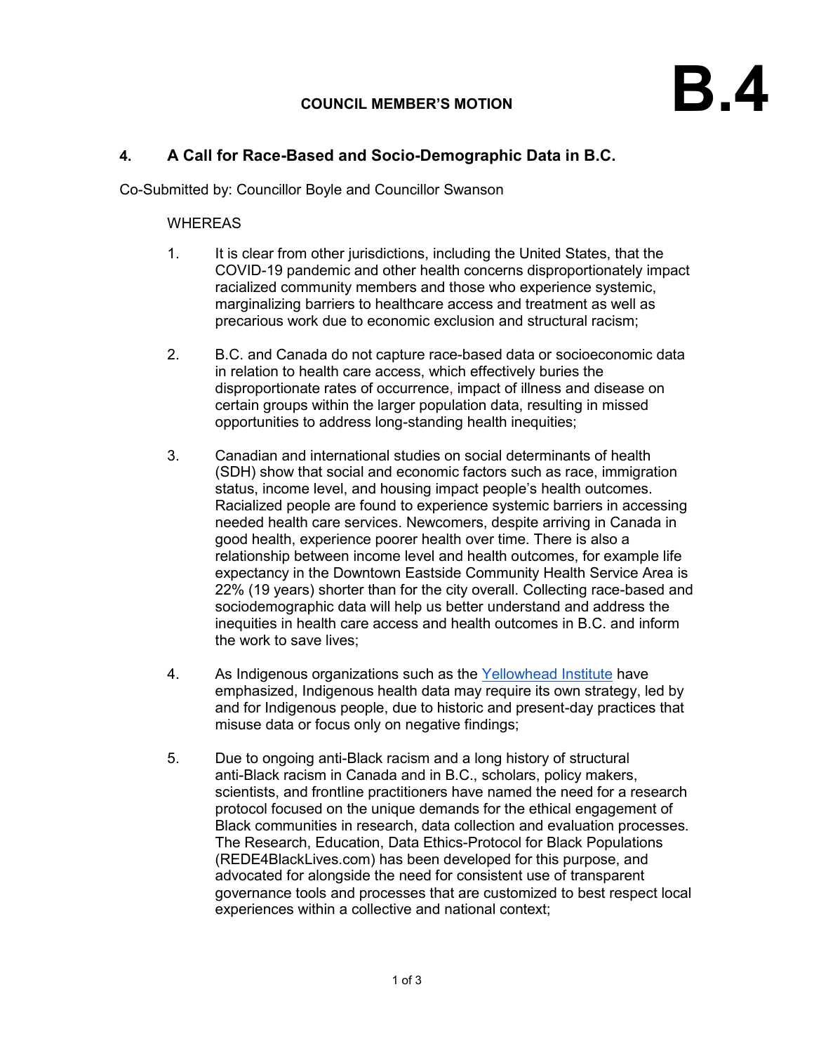**B.4**

**COUNCIL MEMBER'S MOTION**

## 4. A Call for Race-Based and Socio-Demographic Data in B.C.

Co-Submitted by: Councillor Boyle and Councillor Swanson

WHEREAS

1. It is clear from other jurisdictions, including the United States, that the COVID-19 pandemic and other health concerns disproportionately impact racialized community members and those who experience systemic, marginalizing barriers to healthcare access and treatment as well as precarious work due to economic exclusion and structural racism;

2. B.C. and Canada do not capture race-based data or socioeconomic data in relation to health care access, which effectively buries the disproportionate rates of occurrence, impact of illness and disease on certain groups within the larger population data, resulting in missed opportunities to address long-standing health inequities;

3. Canadian and international studies on social determinants of health (SDH) show that social and economic factors such as race, immigration status, income level, and housing impact people's health outcomes. Racialized people are found to experience systemic barriers in accessing needed health care services. Newcomers, despite arriving in Canada in good health, experience poorer health over time. There is also a relationship between income level and health outcomes, for example life expectancy in the Downtown Eastside Community Health Service Area is 22% (19 years) shorter than for the city overall. Collecting race-based and sociodemographic data will help us better understand and address the inequities in health care access and health outcomes in B.C. and inform the work to save lives;

4. As Indigenous organizations such as the Yellowhead Institute have emphasized, Indigenous health data may require its own strategy, led by and for Indigenous people, due to historic and present-day practices that misuse data or focus only on negative findings;

5. Due to ongoing anti-Black racism and a long history of structural anti-Black racism in Canada and in B.C., scholars, policy makers, scientists, and frontline practitioners have named the need for a research protocol focused on the unique demands for the ethical engagement of Black communities in research, data collection and evaluation processes. The Research, Education, Data Ethics-Protocol for Black Populations (REDE4BlackLives.com) has been developed for this purpose, and advocated for alongside the need for consistent use of transparent governance tools and processes that are customized to best respect local experiences within a collective and national context;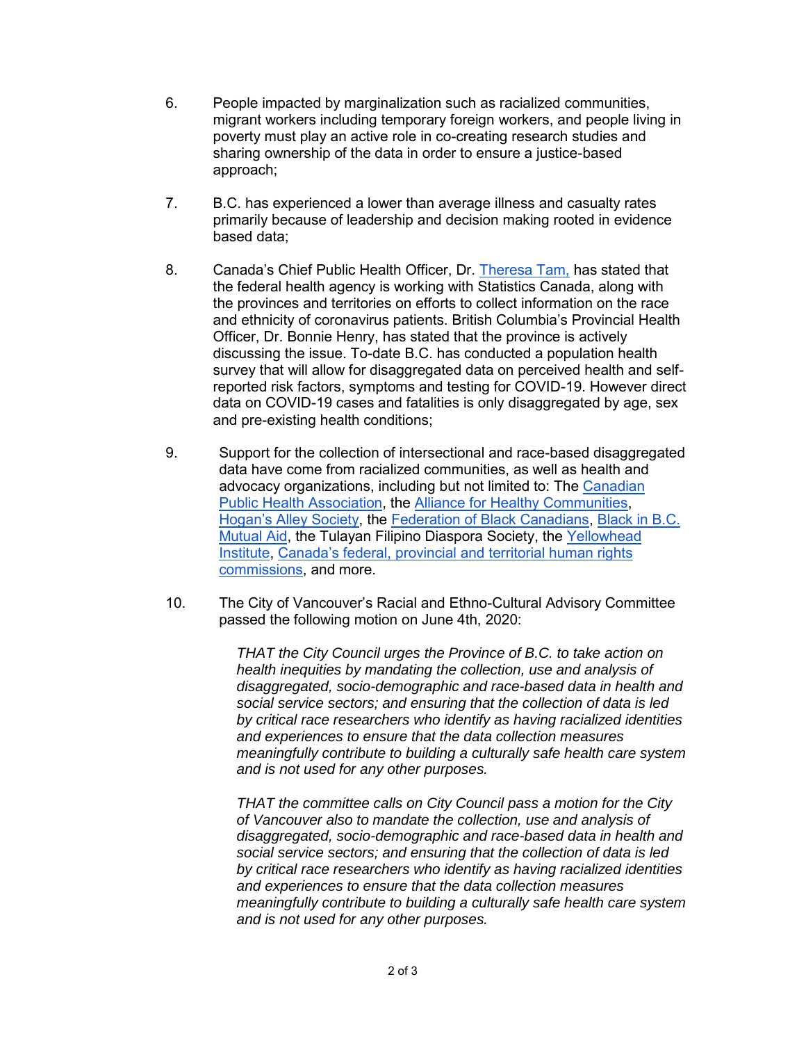6. People impacted by marginalization such as racialized communities, migrant workers including temporary foreign workers, and people living in poverty must play an active role in co-creating research studies and sharing ownership of the data in order to ensure a justice-based approach;

7. B.C. has experienced a lower than average illness and casualty rates primarily because of leadership and decision making rooted in evidence based data;

8. Canada's Chief Public Health Officer, Dr. Theresa Tam, has stated that the federal health agency is working with Statistics Canada, along with the provinces and territories on efforts to collect information on the race and ethnicity of coronavirus patients. British Columbia's Provincial Health Officer, Dr. Bonnie Henry, has stated that the province is actively discussing the issue. To-date B.C. has conducted a population health survey that will allow for disaggregated data on perceived health and self-reported risk factors, symptoms and testing for COVID-19. However direct data on COVID-19 cases and fatalities is only disaggregated by age, sex and pre-existing health conditions;

9. Support for the collection of intersectional and race-based disaggregated data have come from racialized communities, as well as health and advocacy organizations, including but not limited to: The Canadian Public Health Association, the Alliance for Healthy Communities, Hogan's Alley Society, the Federation of Black Canadians, Black in B.C. Mutual Aid, the Tulayan Filipino Diaspora Society, the Yellowhead Institute, Canada's federal, provincial and territorial human rights commissions, and more.

10. The City of Vancouver's Racial and Ethno-Cultural Advisory Committee passed the following motion on June 4th, 2020:

    *THAT the City Council urges the Province of B.C. to take action on health inequities by mandating the collection, use and analysis of disaggregated, socio-demographic and race-based data in health and social service sectors; and ensuring that the collection of data is led by critical race researchers who identify as having racialized identities and experiences to ensure that the data collection measures meaningfully contribute to building a culturally safe health care system and is not used for any other purposes.*

    *THAT the committee calls on City Council pass a motion for the City of Vancouver also to mandate the collection, use and analysis of disaggregated, socio-demographic and race-based data in health and social service sectors; and ensuring that the collection of data is led by critical race researchers who identify as having racialized identities and experiences to ensure that the data collection measures meaningfully contribute to building a culturally safe health care system and is not used for any other purposes.*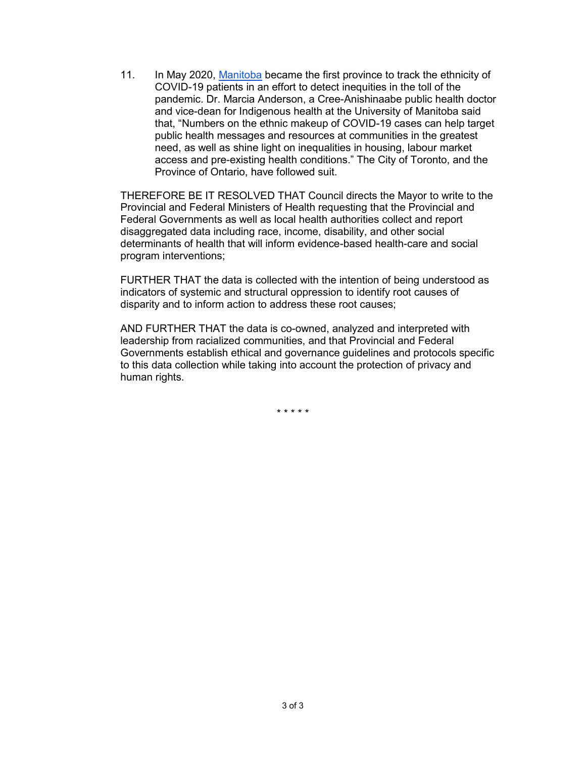11. In May 2020, Manitoba became the first province to track the ethnicity of COVID-19 patients in an effort to detect inequities in the toll of the pandemic. Dr. Marcia Anderson, a Cree-Anishinaabe public health doctor and vice-dean for Indigenous health at the University of Manitoba said that, "Numbers on the ethnic makeup of COVID-19 cases can help target public health messages and resources at communities in the greatest need, as well as shine light on inequalities in housing, labour market access and pre-existing health conditions." The City of Toronto, and the Province of Ontario, have followed suit.

THEREFORE BE IT RESOLVED THAT Council directs the Mayor to write to the Provincial and Federal Ministers of Health requesting that the Provincial and Federal Governments as well as local health authorities collect and report disaggregated data including race, income, disability, and other social determinants of health that will inform evidence-based health-care and social program interventions;

FURTHER THAT the data is collected with the intention of being understood as indicators of systemic and structural oppression to identify root causes of disparity and to inform action to address these root causes;

AND FURTHER THAT the data is co-owned, analyzed and interpreted with leadership from racialized communities, and that Provincial and Federal Governments establish ethical and governance guidelines and protocols specific to this data collection while taking into account the protection of privacy and human rights.

\* \* \* \* \*